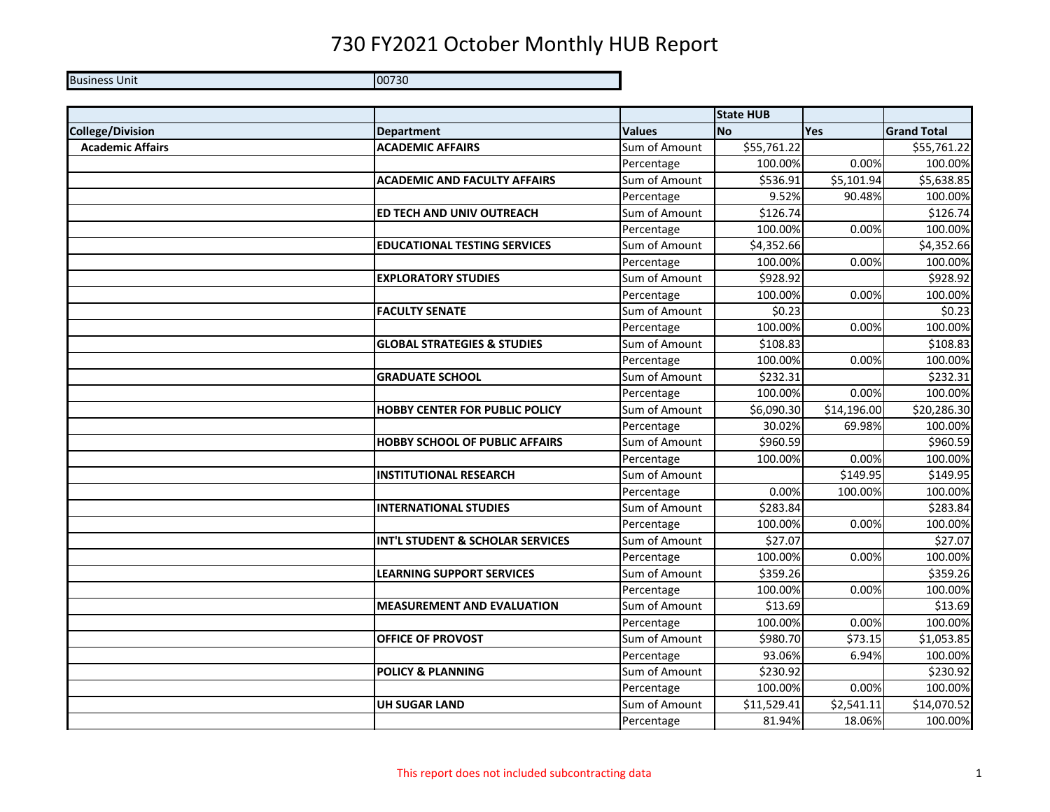# 730 FY2021 October Monthly HUB Report

| Business Unit | 00730 |
|---|---|

| | | | State HUB | | |
|---|---|---|---|---|---|
| **College/Division** | **Department** | **Values** | **No** | **Yes** | **Grand Total** |
| **Academic Affairs** | **ACADEMIC AFFAIRS** | Sum of Amount | $55,761.22 | | $55,761.22 |
| | | Percentage | 100.00% | 0.00% | 100.00% |
| | **ACADEMIC AND FACULTY AFFAIRS** | Sum of Amount | $536.91 | $5,101.94 | $5,638.85 |
| | | Percentage | 9.52% | 90.48% | 100.00% |
| | **ED TECH AND UNIV OUTREACH** | Sum of Amount | $126.74 | | $126.74 |
| | | Percentage | 100.00% | 0.00% | 100.00% |
| | **EDUCATIONAL TESTING SERVICES** | Sum of Amount | $4,352.66 | | $4,352.66 |
| | | Percentage | 100.00% | 0.00% | 100.00% |
| | **EXPLORATORY STUDIES** | Sum of Amount | $928.92 | | $928.92 |
| | | Percentage | 100.00% | 0.00% | 100.00% |
| | **FACULTY SENATE** | Sum of Amount | $0.23 | | $0.23 |
| | | Percentage | 100.00% | 0.00% | 100.00% |
| | **GLOBAL STRATEGIES & STUDIES** | Sum of Amount | $108.83 | | $108.83 |
| | | Percentage | 100.00% | 0.00% | 100.00% |
| | **GRADUATE SCHOOL** | Sum of Amount | $232.31 | | $232.31 |
| | | Percentage | 100.00% | 0.00% | 100.00% |
| | **HOBBY CENTER FOR PUBLIC POLICY** | Sum of Amount | $6,090.30 | $14,196.00 | $20,286.30 |
| | | Percentage | 30.02% | 69.98% | 100.00% |
| | **HOBBY SCHOOL OF PUBLIC AFFAIRS** | Sum of Amount | $960.59 | | $960.59 |
| | | Percentage | 100.00% | 0.00% | 100.00% |
| | **INSTITUTIONAL RESEARCH** | Sum of Amount | | $149.95 | $149.95 |
| | | Percentage | 0.00% | 100.00% | 100.00% |
| | **INTERNATIONAL STUDIES** | Sum of Amount | $283.84 | | $283.84 |
| | | Percentage | 100.00% | 0.00% | 100.00% |
| | **INT'L STUDENT & SCHOLAR SERVICES** | Sum of Amount | $27.07 | | $27.07 |
| | | Percentage | 100.00% | 0.00% | 100.00% |
| | **LEARNING SUPPORT SERVICES** | Sum of Amount | $359.26 | | $359.26 |
| | | Percentage | 100.00% | 0.00% | 100.00% |
| | **MEASUREMENT AND EVALUATION** | Sum of Amount | $13.69 | | $13.69 |
| | | Percentage | 100.00% | 0.00% | 100.00% |
| | **OFFICE OF PROVOST** | Sum of Amount | $980.70 | $73.15 | $1,053.85 |
| | | Percentage | 93.06% | 6.94% | 100.00% |
| | **POLICY & PLANNING** | Sum of Amount | $230.92 | | $230.92 |
| | | Percentage | 100.00% | 0.00% | 100.00% |
| | **UH SUGAR LAND** | Sum of Amount | $11,529.41 | $2,541.11 | $14,070.52 |
| | | Percentage | 81.94% | 18.06% | 100.00% |

This report does not included subcontracting data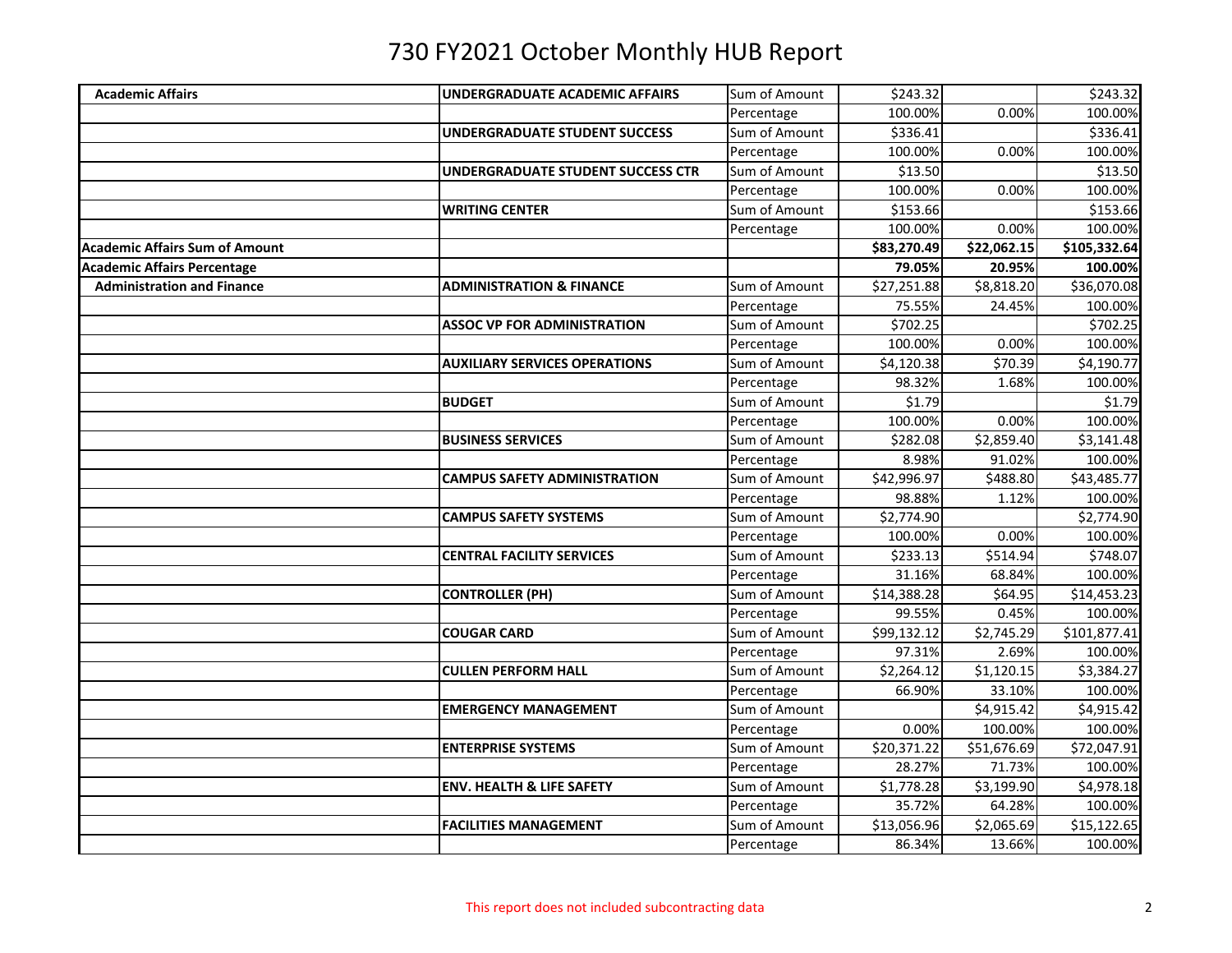# 730 FY2021 October Monthly HUB Report

| | | | | | |
|---|---|---|---|---|---|
| **Academic Affairs** | **UNDERGRADUATE ACADEMIC AFFAIRS** | Sum of Amount | $243.32 | | $243.32 |
| | | Percentage | 100.00% | 0.00% | 100.00% |
| | **UNDERGRADUATE STUDENT SUCCESS** | Sum of Amount | $336.41 | | $336.41 |
| | | Percentage | 100.00% | 0.00% | 100.00% |
| | **UNDERGRADUATE STUDENT SUCCESS CTR** | Sum of Amount | $13.50 | | $13.50 |
| | | Percentage | 100.00% | 0.00% | 100.00% |
| | **WRITING CENTER** | Sum of Amount | $153.66 | | $153.66 |
| | | Percentage | 100.00% | 0.00% | 100.00% |
| **Academic Affairs Sum of Amount** | | | **$83,270.49** | **$22,062.15** | **$105,332.64** |
| **Academic Affairs Percentage** | | | **79.05%** | **20.95%** | **100.00%** |
| **Administration and Finance** | **ADMINISTRATION & FINANCE** | Sum of Amount | $27,251.88 | $8,818.20 | $36,070.08 |
| | | Percentage | 75.55% | 24.45% | 100.00% |
| | **ASSOC VP FOR ADMINISTRATION** | Sum of Amount | $702.25 | | $702.25 |
| | | Percentage | 100.00% | 0.00% | 100.00% |
| | **AUXILIARY SERVICES OPERATIONS** | Sum of Amount | $4,120.38 | $70.39 | $4,190.77 |
| | | Percentage | 98.32% | 1.68% | 100.00% |
| | **BUDGET** | Sum of Amount | $1.79 | | $1.79 |
| | | Percentage | 100.00% | 0.00% | 100.00% |
| | **BUSINESS SERVICES** | Sum of Amount | $282.08 | $2,859.40 | $3,141.48 |
| | | Percentage | 8.98% | 91.02% | 100.00% |
| | **CAMPUS SAFETY ADMINISTRATION** | Sum of Amount | $42,996.97 | $488.80 | $43,485.77 |
| | | Percentage | 98.88% | 1.12% | 100.00% |
| | **CAMPUS SAFETY SYSTEMS** | Sum of Amount | $2,774.90 | | $2,774.90 |
| | | Percentage | 100.00% | 0.00% | 100.00% |
| | **CENTRAL FACILITY SERVICES** | Sum of Amount | $233.13 | $514.94 | $748.07 |
| | | Percentage | 31.16% | 68.84% | 100.00% |
| | **CONTROLLER (PH)** | Sum of Amount | $14,388.28 | $64.95 | $14,453.23 |
| | | Percentage | 99.55% | 0.45% | 100.00% |
| | **COUGAR CARD** | Sum of Amount | $99,132.12 | $2,745.29 | $101,877.41 |
| | | Percentage | 97.31% | 2.69% | 100.00% |
| | **CULLEN PERFORM HALL** | Sum of Amount | $2,264.12 | $1,120.15 | $3,384.27 |
| | | Percentage | 66.90% | 33.10% | 100.00% |
| | **EMERGENCY MANAGEMENT** | Sum of Amount | | $4,915.42 | $4,915.42 |
| | | Percentage | 0.00% | 100.00% | 100.00% |
| | **ENTERPRISE SYSTEMS** | Sum of Amount | $20,371.22 | $51,676.69 | $72,047.91 |
| | | Percentage | 28.27% | 71.73% | 100.00% |
| | **ENV. HEALTH & LIFE SAFETY** | Sum of Amount | $1,778.28 | $3,199.90 | $4,978.18 |
| | | Percentage | 35.72% | 64.28% | 100.00% |
| | **FACILITIES MANAGEMENT** | Sum of Amount | $13,056.96 | $2,065.69 | $15,122.65 |
| | | Percentage | 86.34% | 13.66% | 100.00% |

This report does not included subcontracting data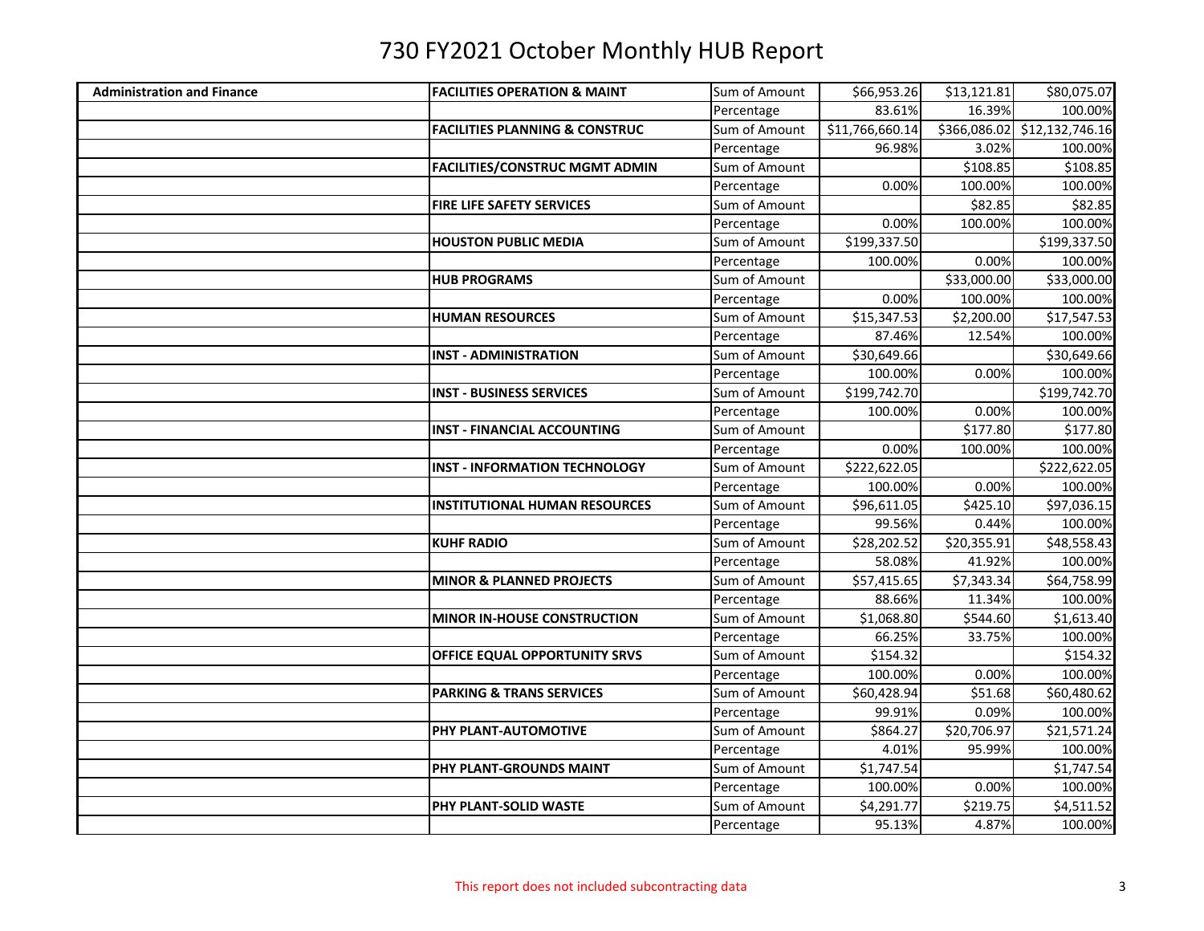# 730 FY2021 October Monthly HUB Report

| | | | | | |
|---|---|---|---|---|---|
| **Administration and Finance** | **FACILITIES OPERATION & MAINT** | Sum of Amount | $66,953.26 | $13,121.81 | $80,075.07 |
| | | Percentage | 83.61% | 16.39% | 100.00% |
| | **FACILITIES PLANNING & CONSTRUC** | Sum of Amount | $11,766,660.14 | $366,086.02 | $12,132,746.16 |
| | | Percentage | 96.98% | 3.02% | 100.00% |
| | **FACILITIES/CONSTRUC MGMT ADMIN** | Sum of Amount | | $108.85 | $108.85 |
| | | Percentage | 0.00% | 100.00% | 100.00% |
| | **FIRE LIFE SAFETY SERVICES** | Sum of Amount | | $82.85 | $82.85 |
| | | Percentage | 0.00% | 100.00% | 100.00% |
| | **HOUSTON PUBLIC MEDIA** | Sum of Amount | $199,337.50 | | $199,337.50 |
| | | Percentage | 100.00% | 0.00% | 100.00% |
| | **HUB PROGRAMS** | Sum of Amount | | $33,000.00 | $33,000.00 |
| | | Percentage | 0.00% | 100.00% | 100.00% |
| | **HUMAN RESOURCES** | Sum of Amount | $15,347.53 | $2,200.00 | $17,547.53 |
| | | Percentage | 87.46% | 12.54% | 100.00% |
| | **INST - ADMINISTRATION** | Sum of Amount | $30,649.66 | | $30,649.66 |
| | | Percentage | 100.00% | 0.00% | 100.00% |
| | **INST - BUSINESS SERVICES** | Sum of Amount | $199,742.70 | | $199,742.70 |
| | | Percentage | 100.00% | 0.00% | 100.00% |
| | **INST - FINANCIAL ACCOUNTING** | Sum of Amount | | $177.80 | $177.80 |
| | | Percentage | 0.00% | 100.00% | 100.00% |
| | **INST - INFORMATION TECHNOLOGY** | Sum of Amount | $222,622.05 | | $222,622.05 |
| | | Percentage | 100.00% | 0.00% | 100.00% |
| | **INSTITUTIONAL HUMAN RESOURCES** | Sum of Amount | $96,611.05 | $425.10 | $97,036.15 |
| | | Percentage | 99.56% | 0.44% | 100.00% |
| | **KUHF RADIO** | Sum of Amount | $28,202.52 | $20,355.91 | $48,558.43 |
| | | Percentage | 58.08% | 41.92% | 100.00% |
| | **MINOR & PLANNED PROJECTS** | Sum of Amount | $57,415.65 | $7,343.34 | $64,758.99 |
| | | Percentage | 88.66% | 11.34% | 100.00% |
| | **MINOR IN-HOUSE CONSTRUCTION** | Sum of Amount | $1,068.80 | $544.60 | $1,613.40 |
| | | Percentage | 66.25% | 33.75% | 100.00% |
| | **OFFICE EQUAL OPPORTUNITY SRVS** | Sum of Amount | $154.32 | | $154.32 |
| | | Percentage | 100.00% | 0.00% | 100.00% |
| | **PARKING & TRANS SERVICES** | Sum of Amount | $60,428.94 | $51.68 | $60,480.62 |
| | | Percentage | 99.91% | 0.09% | 100.00% |
| | **PHY PLANT-AUTOMOTIVE** | Sum of Amount | $864.27 | $20,706.97 | $21,571.24 |
| | | Percentage | 4.01% | 95.99% | 100.00% |
| | **PHY PLANT-GROUNDS MAINT** | Sum of Amount | $1,747.54 | | $1,747.54 |
| | | Percentage | 100.00% | 0.00% | 100.00% |
| | **PHY PLANT-SOLID WASTE** | Sum of Amount | $4,291.77 | $219.75 | $4,511.52 |
| | | Percentage | 95.13% | 4.87% | 100.00% |

This report does not included subcontracting data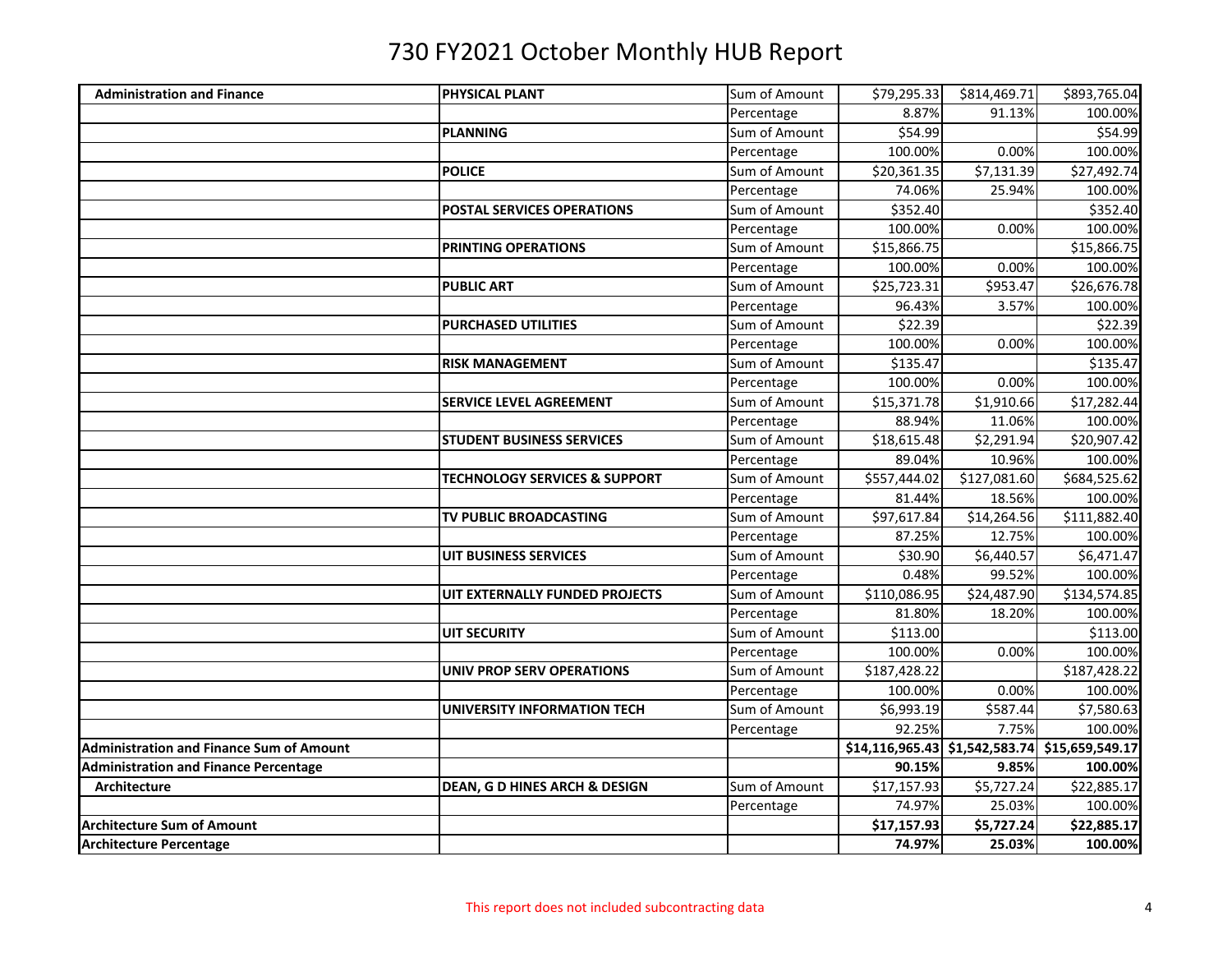# 730 FY2021 October Monthly HUB Report

| | | | | | |
|---|---|---|---|---|---|
| **Administration and Finance** | **PHYSICAL PLANT** | Sum of Amount | $79,295.33 | $814,469.71 | $893,765.04 |
| | | Percentage | 8.87% | 91.13% | 100.00% |
| | **PLANNING** | Sum of Amount | $54.99 | | $54.99 |
| | | Percentage | 100.00% | 0.00% | 100.00% |
| | **POLICE** | Sum of Amount | $20,361.35 | $7,131.39 | $27,492.74 |
| | | Percentage | 74.06% | 25.94% | 100.00% |
| | **POSTAL SERVICES OPERATIONS** | Sum of Amount | $352.40 | | $352.40 |
| | | Percentage | 100.00% | 0.00% | 100.00% |
| | **PRINTING OPERATIONS** | Sum of Amount | $15,866.75 | | $15,866.75 |
| | | Percentage | 100.00% | 0.00% | 100.00% |
| | **PUBLIC ART** | Sum of Amount | $25,723.31 | $953.47 | $26,676.78 |
| | | Percentage | 96.43% | 3.57% | 100.00% |
| | **PURCHASED UTILITIES** | Sum of Amount | $22.39 | | $22.39 |
| | | Percentage | 100.00% | 0.00% | 100.00% |
| | **RISK MANAGEMENT** | Sum of Amount | $135.47 | | $135.47 |
| | | Percentage | 100.00% | 0.00% | 100.00% |
| | **SERVICE LEVEL AGREEMENT** | Sum of Amount | $15,371.78 | $1,910.66 | $17,282.44 |
| | | Percentage | 88.94% | 11.06% | 100.00% |
| | **STUDENT BUSINESS SERVICES** | Sum of Amount | $18,615.48 | $2,291.94 | $20,907.42 |
| | | Percentage | 89.04% | 10.96% | 100.00% |
| | **TECHNOLOGY SERVICES & SUPPORT** | Sum of Amount | $557,444.02 | $127,081.60 | $684,525.62 |
| | | Percentage | 81.44% | 18.56% | 100.00% |
| | **TV PUBLIC BROADCASTING** | Sum of Amount | $97,617.84 | $14,264.56 | $111,882.40 |
| | | Percentage | 87.25% | 12.75% | 100.00% |
| | **UIT BUSINESS SERVICES** | Sum of Amount | $30.90 | $6,440.57 | $6,471.47 |
| | | Percentage | 0.48% | 99.52% | 100.00% |
| | **UIT EXTERNALLY FUNDED PROJECTS** | Sum of Amount | $110,086.95 | $24,487.90 | $134,574.85 |
| | | Percentage | 81.80% | 18.20% | 100.00% |
| | **UIT SECURITY** | Sum of Amount | $113.00 | | $113.00 |
| | | Percentage | 100.00% | 0.00% | 100.00% |
| | **UNIV PROP SERV OPERATIONS** | Sum of Amount | $187,428.22 | | $187,428.22 |
| | | Percentage | 100.00% | 0.00% | 100.00% |
| | **UNIVERSITY INFORMATION TECH** | Sum of Amount | $6,993.19 | $587.44 | $7,580.63 |
| | | Percentage | 92.25% | 7.75% | 100.00% |
| **Administration and Finance Sum of Amount** | | | **$14,116,965.43** | **$1,542,583.74** | **$15,659,549.17** |
| **Administration and Finance Percentage** | | | **90.15%** | **9.85%** | **100.00%** |
| **Architecture** | **DEAN, G D HINES ARCH & DESIGN** | Sum of Amount | $17,157.93 | $5,727.24 | $22,885.17 |
| | | Percentage | 74.97% | 25.03% | 100.00% |
| **Architecture Sum of Amount** | | | **$17,157.93** | **$5,727.24** | **$22,885.17** |
| **Architecture Percentage** | | | **74.97%** | **25.03%** | **100.00%** |

This report does not included subcontracting data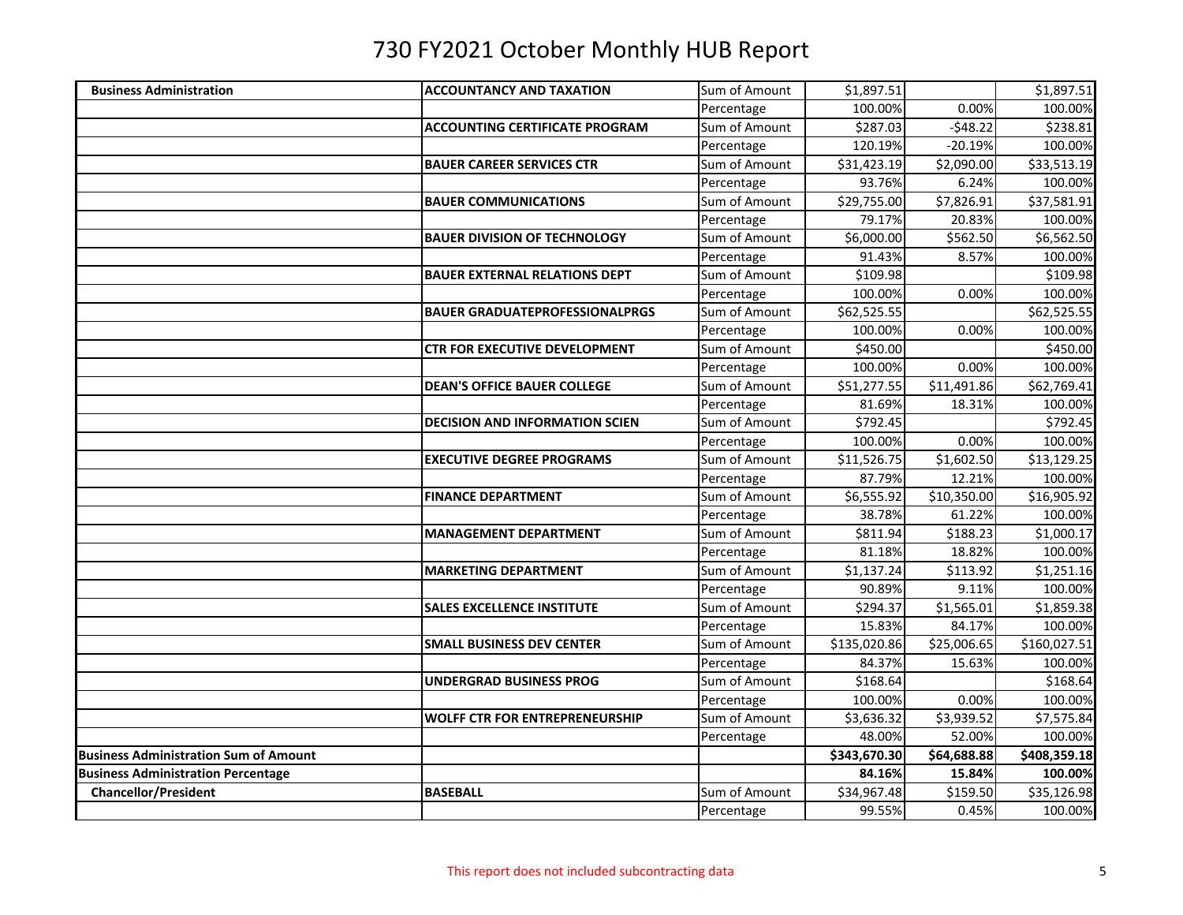# 730 FY2021 October Monthly HUB Report

| | | | | | |
|---|---|---|---|---|---|
| **Business Administration** | **ACCOUNTANCY AND TAXATION** | Sum of Amount | $1,897.51 | | $1,897.51 |
| | | Percentage | 100.00% | 0.00% | 100.00% |
| | **ACCOUNTING CERTIFICATE PROGRAM** | Sum of Amount | $287.03 | -$48.22 | $238.81 |
| | | Percentage | 120.19% | -20.19% | 100.00% |
| | **BAUER CAREER SERVICES CTR** | Sum of Amount | $31,423.19 | $2,090.00 | $33,513.19 |
| | | Percentage | 93.76% | 6.24% | 100.00% |
| | **BAUER COMMUNICATIONS** | Sum of Amount | $29,755.00 | $7,826.91 | $37,581.91 |
| | | Percentage | 79.17% | 20.83% | 100.00% |
| | **BAUER DIVISION OF TECHNOLOGY** | Sum of Amount | $6,000.00 | $562.50 | $6,562.50 |
| | | Percentage | 91.43% | 8.57% | 100.00% |
| | **BAUER EXTERNAL RELATIONS DEPT** | Sum of Amount | $109.98 | | $109.98 |
| | | Percentage | 100.00% | 0.00% | 100.00% |
| | **BAUER GRADUATEPROFESSIONALPRGS** | Sum of Amount | $62,525.55 | | $62,525.55 |
| | | Percentage | 100.00% | 0.00% | 100.00% |
| | **CTR FOR EXECUTIVE DEVELOPMENT** | Sum of Amount | $450.00 | | $450.00 |
| | | Percentage | 100.00% | 0.00% | 100.00% |
| | **DEAN'S OFFICE BAUER COLLEGE** | Sum of Amount | $51,277.55 | $11,491.86 | $62,769.41 |
| | | Percentage | 81.69% | 18.31% | 100.00% |
| | **DECISION AND INFORMATION SCIEN** | Sum of Amount | $792.45 | | $792.45 |
| | | Percentage | 100.00% | 0.00% | 100.00% |
| | **EXECUTIVE DEGREE PROGRAMS** | Sum of Amount | $11,526.75 | $1,602.50 | $13,129.25 |
| | | Percentage | 87.79% | 12.21% | 100.00% |
| | **FINANCE DEPARTMENT** | Sum of Amount | $6,555.92 | $10,350.00 | $16,905.92 |
| | | Percentage | 38.78% | 61.22% | 100.00% |
| | **MANAGEMENT DEPARTMENT** | Sum of Amount | $811.94 | $188.23 | $1,000.17 |
| | | Percentage | 81.18% | 18.82% | 100.00% |
| | **MARKETING DEPARTMENT** | Sum of Amount | $1,137.24 | $113.92 | $1,251.16 |
| | | Percentage | 90.89% | 9.11% | 100.00% |
| | **SALES EXCELLENCE INSTITUTE** | Sum of Amount | $294.37 | $1,565.01 | $1,859.38 |
| | | Percentage | 15.83% | 84.17% | 100.00% |
| | **SMALL BUSINESS DEV CENTER** | Sum of Amount | $135,020.86 | $25,006.65 | $160,027.51 |
| | | Percentage | 84.37% | 15.63% | 100.00% |
| | **UNDERGRAD BUSINESS PROG** | Sum of Amount | $168.64 | | $168.64 |
| | | Percentage | 100.00% | 0.00% | 100.00% |
| | **WOLFF CTR FOR ENTREPRENEURSHIP** | Sum of Amount | $3,636.32 | $3,939.52 | $7,575.84 |
| | | Percentage | 48.00% | 52.00% | 100.00% |
| **Business Administration Sum of Amount** | | | **$343,670.30** | **$64,688.88** | **$408,359.18** |
| **Business Administration Percentage** | | | **84.16%** | **15.84%** | **100.00%** |
| **Chancellor/President** | **BASEBALL** | Sum of Amount | $34,967.48 | $159.50 | $35,126.98 |
| | | Percentage | 99.55% | 0.45% | 100.00% |

This report does not included subcontracting data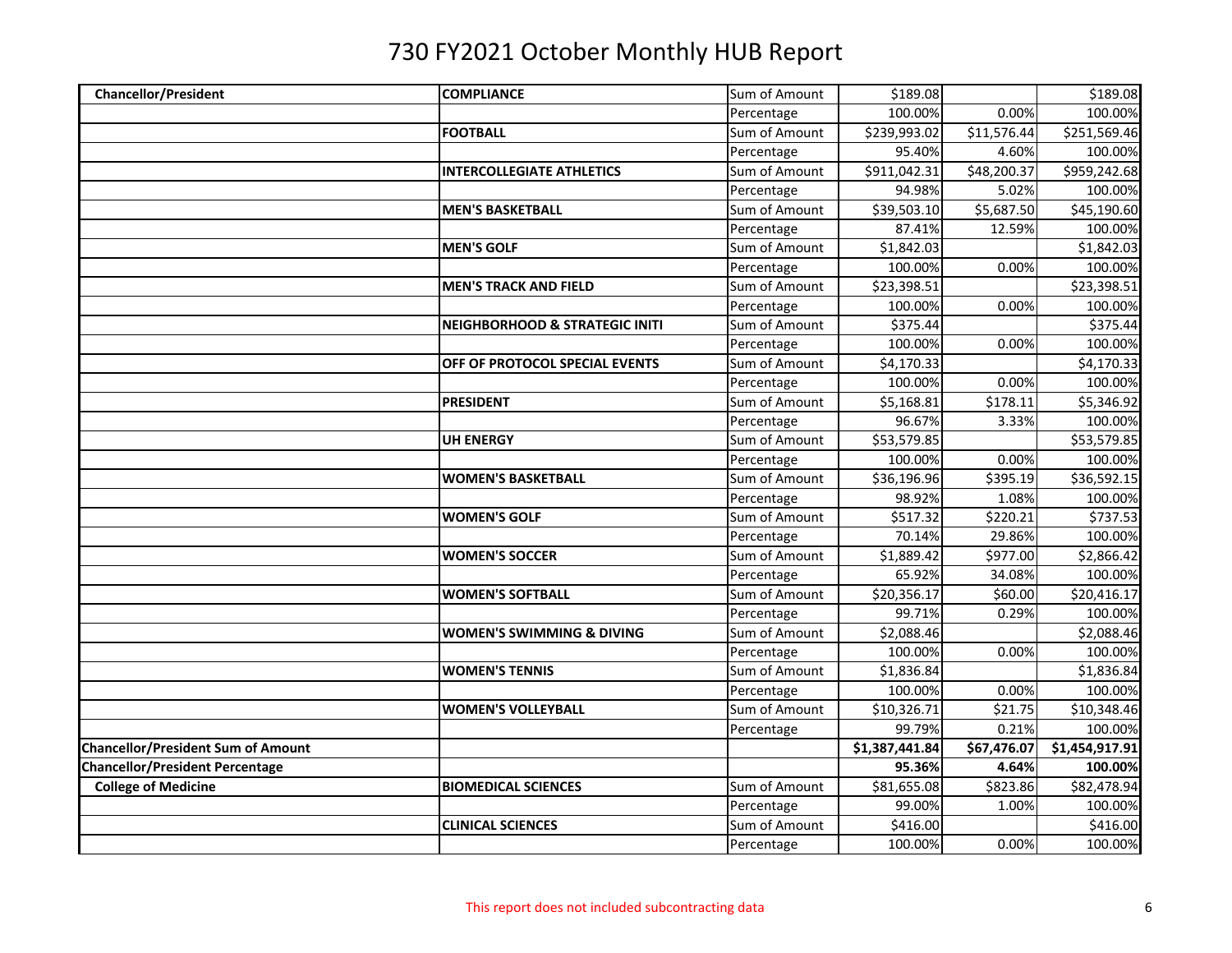# 730 FY2021 October Monthly HUB Report

| | | | | | |
|---|---|---|---|---|---|
| **Chancellor/President** | **COMPLIANCE** | Sum of Amount | $189.08 | | $189.08 |
| | | Percentage | 100.00% | 0.00% | 100.00% |
| | **FOOTBALL** | Sum of Amount | $239,993.02 | $11,576.44 | $251,569.46 |
| | | Percentage | 95.40% | 4.60% | 100.00% |
| | **INTERCOLLEGIATE ATHLETICS** | Sum of Amount | $911,042.31 | $48,200.37 | $959,242.68 |
| | | Percentage | 94.98% | 5.02% | 100.00% |
| | **MEN'S BASKETBALL** | Sum of Amount | $39,503.10 | $5,687.50 | $45,190.60 |
| | | Percentage | 87.41% | 12.59% | 100.00% |
| | **MEN'S GOLF** | Sum of Amount | $1,842.03 | | $1,842.03 |
| | | Percentage | 100.00% | 0.00% | 100.00% |
| | **MEN'S TRACK AND FIELD** | Sum of Amount | $23,398.51 | | $23,398.51 |
| | | Percentage | 100.00% | 0.00% | 100.00% |
| | **NEIGHBORHOOD & STRATEGIC INITI** | Sum of Amount | $375.44 | | $375.44 |
| | | Percentage | 100.00% | 0.00% | 100.00% |
| | **OFF OF PROTOCOL SPECIAL EVENTS** | Sum of Amount | $4,170.33 | | $4,170.33 |
| | | Percentage | 100.00% | 0.00% | 100.00% |
| | **PRESIDENT** | Sum of Amount | $5,168.81 | $178.11 | $5,346.92 |
| | | Percentage | 96.67% | 3.33% | 100.00% |
| | **UH ENERGY** | Sum of Amount | $53,579.85 | | $53,579.85 |
| | | Percentage | 100.00% | 0.00% | 100.00% |
| | **WOMEN'S BASKETBALL** | Sum of Amount | $36,196.96 | $395.19 | $36,592.15 |
| | | Percentage | 98.92% | 1.08% | 100.00% |
| | **WOMEN'S GOLF** | Sum of Amount | $517.32 | $220.21 | $737.53 |
| | | Percentage | 70.14% | 29.86% | 100.00% |
| | **WOMEN'S SOCCER** | Sum of Amount | $1,889.42 | $977.00 | $2,866.42 |
| | | Percentage | 65.92% | 34.08% | 100.00% |
| | **WOMEN'S SOFTBALL** | Sum of Amount | $20,356.17 | $60.00 | $20,416.17 |
| | | Percentage | 99.71% | 0.29% | 100.00% |
| | **WOMEN'S SWIMMING & DIVING** | Sum of Amount | $2,088.46 | | $2,088.46 |
| | | Percentage | 100.00% | 0.00% | 100.00% |
| | **WOMEN'S TENNIS** | Sum of Amount | $1,836.84 | | $1,836.84 |
| | | Percentage | 100.00% | 0.00% | 100.00% |
| | **WOMEN'S VOLLEYBALL** | Sum of Amount | $10,326.71 | $21.75 | $10,348.46 |
| | | Percentage | 99.79% | 0.21% | 100.00% |
| **Chancellor/President Sum of Amount** | | | **$1,387,441.84** | **$67,476.07** | **$1,454,917.91** |
| **Chancellor/President Percentage** | | | **95.36%** | **4.64%** | **100.00%** |
| **College of Medicine** | **BIOMEDICAL SCIENCES** | Sum of Amount | $81,655.08 | $823.86 | $82,478.94 |
| | | Percentage | 99.00% | 1.00% | 100.00% |
| | **CLINICAL SCIENCES** | Sum of Amount | $416.00 | | $416.00 |
| | | Percentage | 100.00% | 0.00% | 100.00% |

This report does not included subcontracting data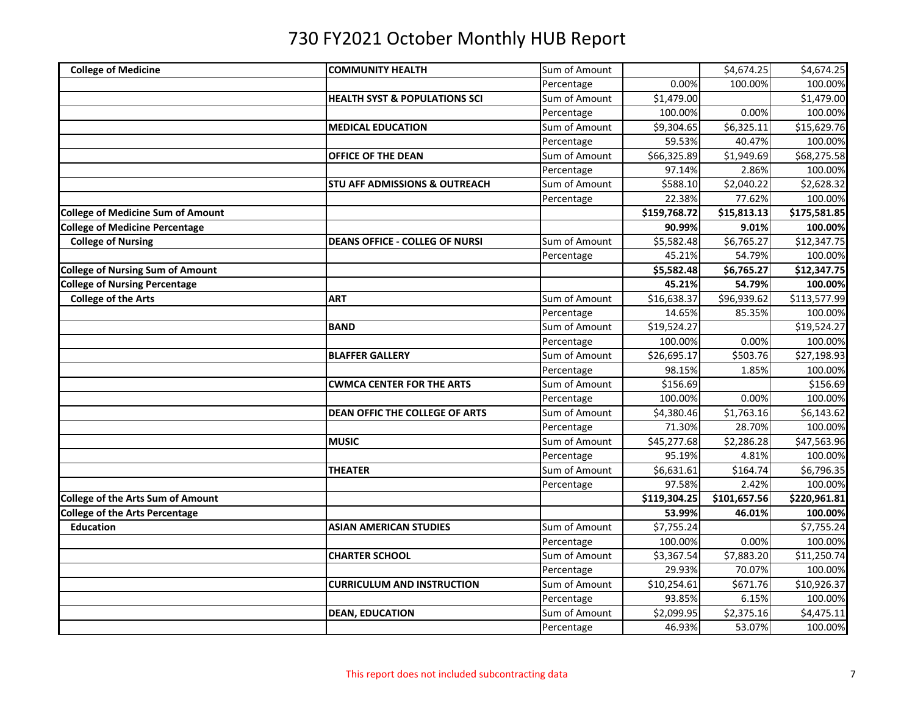# 730 FY2021 October Monthly HUB Report

| | | | | | |
|---|---|---|---|---|---|
| **College of Medicine** | **COMMUNITY HEALTH** | Sum of Amount | | $4,674.25 | $4,674.25 |
| | | Percentage | 0.00% | 100.00% | 100.00% |
| | **HEALTH SYST & POPULATIONS SCI** | Sum of Amount | $1,479.00 | | $1,479.00 |
| | | Percentage | 100.00% | 0.00% | 100.00% |
| | **MEDICAL EDUCATION** | Sum of Amount | $9,304.65 | $6,325.11 | $15,629.76 |
| | | Percentage | 59.53% | 40.47% | 100.00% |
| | **OFFICE OF THE DEAN** | Sum of Amount | $66,325.89 | $1,949.69 | $68,275.58 |
| | | Percentage | 97.14% | 2.86% | 100.00% |
| | **STU AFF ADMISSIONS & OUTREACH** | Sum of Amount | $588.10 | $2,040.22 | $2,628.32 |
| | | Percentage | 22.38% | 77.62% | 100.00% |
| **College of Medicine Sum of Amount** | | | **$159,768.72** | **$15,813.13** | **$175,581.85** |
| **College of Medicine Percentage** | | | **90.99%** | **9.01%** | **100.00%** |
| **College of Nursing** | **DEANS OFFICE - COLLEG OF NURSI** | Sum of Amount | $5,582.48 | $6,765.27 | $12,347.75 |
| | | Percentage | 45.21% | 54.79% | 100.00% |
| **College of Nursing Sum of Amount** | | | **$5,582.48** | **$6,765.27** | **$12,347.75** |
| **College of Nursing Percentage** | | | **45.21%** | **54.79%** | **100.00%** |
| **College of the Arts** | **ART** | Sum of Amount | $16,638.37 | $96,939.62 | $113,577.99 |
| | | Percentage | 14.65% | 85.35% | 100.00% |
| | **BAND** | Sum of Amount | $19,524.27 | | $19,524.27 |
| | | Percentage | 100.00% | 0.00% | 100.00% |
| | **BLAFFER GALLERY** | Sum of Amount | $26,695.17 | $503.76 | $27,198.93 |
| | | Percentage | 98.15% | 1.85% | 100.00% |
| | **CWMCA CENTER FOR THE ARTS** | Sum of Amount | $156.69 | | $156.69 |
| | | Percentage | 100.00% | 0.00% | 100.00% |
| | **DEAN OFFIC THE COLLEGE OF ARTS** | Sum of Amount | $4,380.46 | $1,763.16 | $6,143.62 |
| | | Percentage | 71.30% | 28.70% | 100.00% |
| | **MUSIC** | Sum of Amount | $45,277.68 | $2,286.28 | $47,563.96 |
| | | Percentage | 95.19% | 4.81% | 100.00% |
| | **THEATER** | Sum of Amount | $6,631.61 | $164.74 | $6,796.35 |
| | | Percentage | 97.58% | 2.42% | 100.00% |
| **College of the Arts Sum of Amount** | | | **$119,304.25** | **$101,657.56** | **$220,961.81** |
| **College of the Arts Percentage** | | | **53.99%** | **46.01%** | **100.00%** |
| **Education** | **ASIAN AMERICAN STUDIES** | Sum of Amount | $7,755.24 | | $7,755.24 |
| | | Percentage | 100.00% | 0.00% | 100.00% |
| | **CHARTER SCHOOL** | Sum of Amount | $3,367.54 | $7,883.20 | $11,250.74 |
| | | Percentage | 29.93% | 70.07% | 100.00% |
| | **CURRICULUM AND INSTRUCTION** | Sum of Amount | $10,254.61 | $671.76 | $10,926.37 |
| | | Percentage | 93.85% | 6.15% | 100.00% |
| | **DEAN, EDUCATION** | Sum of Amount | $2,099.95 | $2,375.16 | $4,475.11 |
| | | Percentage | 46.93% | 53.07% | 100.00% |

This report does not included subcontracting data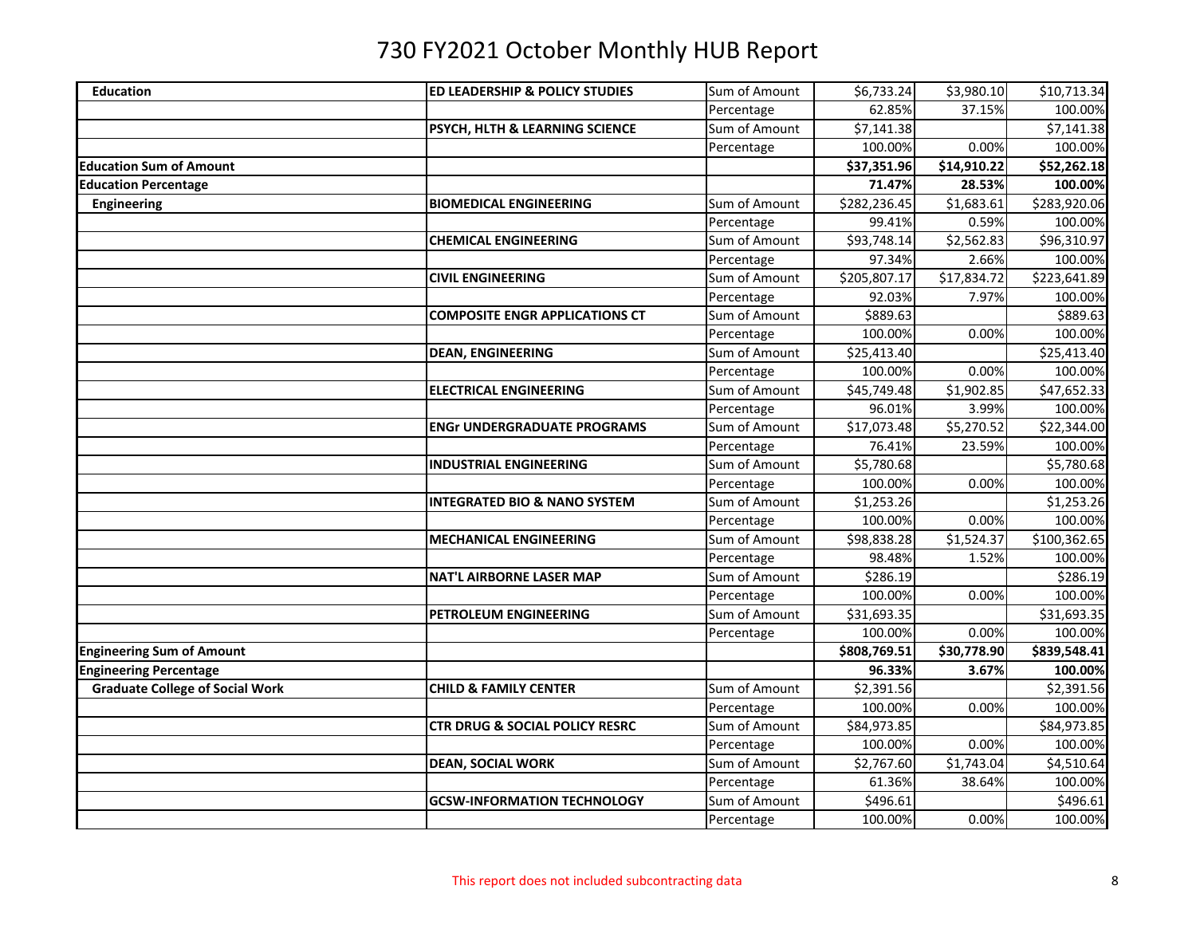# 730 FY2021 October Monthly HUB Report

| | | | | | |
|---|---|---|---|---|---|
| **Education** | **ED LEADERSHIP & POLICY STUDIES** | Sum of Amount | $6,733.24 | $3,980.10 | $10,713.34 |
| | | Percentage | 62.85% | 37.15% | 100.00% |
| | **PSYCH, HLTH & LEARNING SCIENCE** | Sum of Amount | $7,141.38 | | $7,141.38 |
| | | Percentage | 100.00% | 0.00% | 100.00% |
| **Education Sum of Amount** | | | **$37,351.96** | **$14,910.22** | **$52,262.18** |
| **Education Percentage** | | | **71.47%** | **28.53%** | **100.00%** |
| **Engineering** | **BIOMEDICAL ENGINEERING** | Sum of Amount | $282,236.45 | $1,683.61 | $283,920.06 |
| | | Percentage | 99.41% | 0.59% | 100.00% |
| | **CHEMICAL ENGINEERING** | Sum of Amount | $93,748.14 | $2,562.83 | $96,310.97 |
| | | Percentage | 97.34% | 2.66% | 100.00% |
| | **CIVIL ENGINEERING** | Sum of Amount | $205,807.17 | $17,834.72 | $223,641.89 |
| | | Percentage | 92.03% | 7.97% | 100.00% |
| | **COMPOSITE ENGR APPLICATIONS CT** | Sum of Amount | $889.63 | | $889.63 |
| | | Percentage | 100.00% | 0.00% | 100.00% |
| | **DEAN, ENGINEERING** | Sum of Amount | $25,413.40 | | $25,413.40 |
| | | Percentage | 100.00% | 0.00% | 100.00% |
| | **ELECTRICAL ENGINEERING** | Sum of Amount | $45,749.48 | $1,902.85 | $47,652.33 |
| | | Percentage | 96.01% | 3.99% | 100.00% |
| | **ENGr UNDERGRADUATE PROGRAMS** | Sum of Amount | $17,073.48 | $5,270.52 | $22,344.00 |
| | | Percentage | 76.41% | 23.59% | 100.00% |
| | **INDUSTRIAL ENGINEERING** | Sum of Amount | $5,780.68 | | $5,780.68 |
| | | Percentage | 100.00% | 0.00% | 100.00% |
| | **INTEGRATED BIO & NANO SYSTEM** | Sum of Amount | $1,253.26 | | $1,253.26 |
| | | Percentage | 100.00% | 0.00% | 100.00% |
| | **MECHANICAL ENGINEERING** | Sum of Amount | $98,838.28 | $1,524.37 | $100,362.65 |
| | | Percentage | 98.48% | 1.52% | 100.00% |
| | **NAT'L AIRBORNE LASER MAP** | Sum of Amount | $286.19 | | $286.19 |
| | | Percentage | 100.00% | 0.00% | 100.00% |
| | **PETROLEUM ENGINEERING** | Sum of Amount | $31,693.35 | | $31,693.35 |
| | | Percentage | 100.00% | 0.00% | 100.00% |
| **Engineering Sum of Amount** | | | **$808,769.51** | **$30,778.90** | **$839,548.41** |
| **Engineering Percentage** | | | **96.33%** | **3.67%** | **100.00%** |
| **Graduate College of Social Work** | **CHILD & FAMILY CENTER** | Sum of Amount | $2,391.56 | | $2,391.56 |
| | | Percentage | 100.00% | 0.00% | 100.00% |
| | **CTR DRUG & SOCIAL POLICY RESRC** | Sum of Amount | $84,973.85 | | $84,973.85 |
| | | Percentage | 100.00% | 0.00% | 100.00% |
| | **DEAN, SOCIAL WORK** | Sum of Amount | $2,767.60 | $1,743.04 | $4,510.64 |
| | | Percentage | 61.36% | 38.64% | 100.00% |
| | **GCSW-INFORMATION TECHNOLOGY** | Sum of Amount | $496.61 | | $496.61 |
| | | Percentage | 100.00% | 0.00% | 100.00% |

This report does not included subcontracting data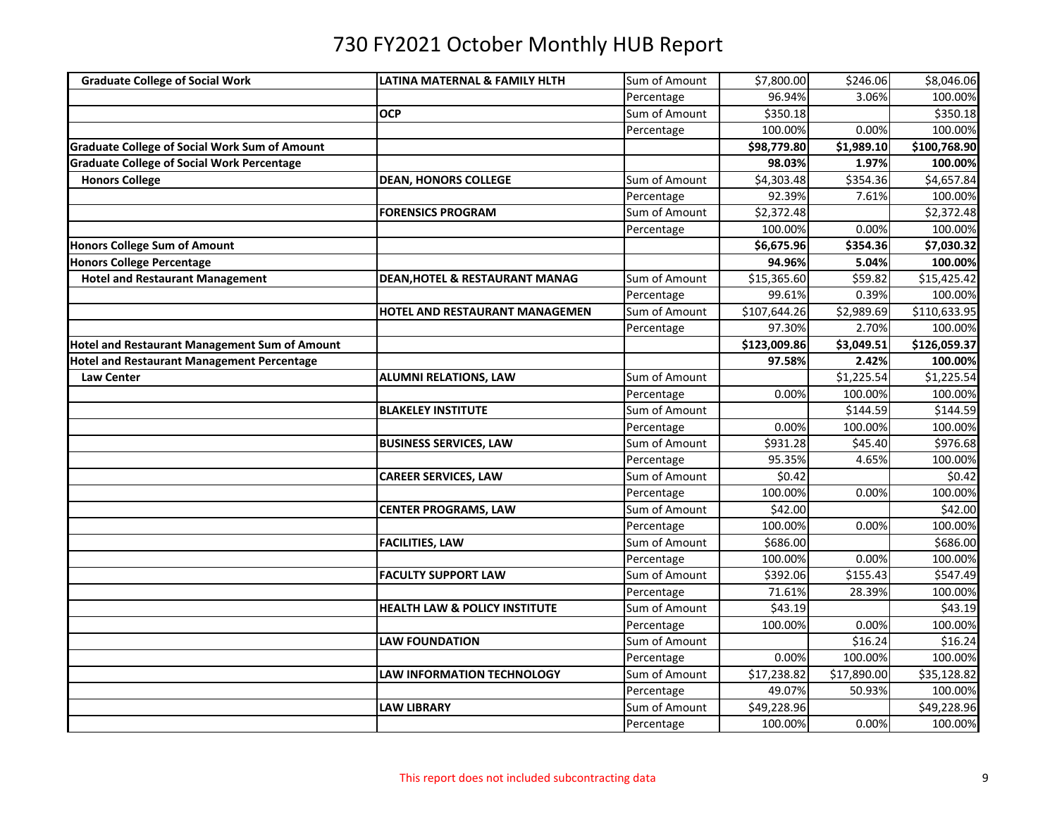# 730 FY2021 October Monthly HUB Report

| | | | | | |
|---|---|---|---|---|---|
| **Graduate College of Social Work** | **LATINA MATERNAL & FAMILY HLTH** | Sum of Amount | $7,800.00 | $246.06 | $8,046.06 |
| | | Percentage | 96.94% | 3.06% | 100.00% |
| | **OCP** | Sum of Amount | $350.18 | | $350.18 |
| | | Percentage | 100.00% | 0.00% | 100.00% |
| **Graduate College of Social Work Sum of Amount** | | | **$98,779.80** | **$1,989.10** | **$100,768.90** |
| **Graduate College of Social Work Percentage** | | | **98.03%** | **1.97%** | **100.00%** |
| **Honors College** | **DEAN, HONORS COLLEGE** | Sum of Amount | $4,303.48 | $354.36 | $4,657.84 |
| | | Percentage | 92.39% | 7.61% | 100.00% |
| | **FORENSICS PROGRAM** | Sum of Amount | $2,372.48 | | $2,372.48 |
| | | Percentage | 100.00% | 0.00% | 100.00% |
| **Honors College Sum of Amount** | | | **$6,675.96** | **$354.36** | **$7,030.32** |
| **Honors College Percentage** | | | **94.96%** | **5.04%** | **100.00%** |
| **Hotel and Restaurant Management** | **DEAN,HOTEL & RESTAURANT MANAG** | Sum of Amount | $15,365.60 | $59.82 | $15,425.42 |
| | | Percentage | 99.61% | 0.39% | 100.00% |
| | **HOTEL AND RESTAURANT MANAGEMEN** | Sum of Amount | $107,644.26 | $2,989.69 | $110,633.95 |
| | | Percentage | 97.30% | 2.70% | 100.00% |
| **Hotel and Restaurant Management Sum of Amount** | | | **$123,009.86** | **$3,049.51** | **$126,059.37** |
| **Hotel and Restaurant Management Percentage** | | | **97.58%** | **2.42%** | **100.00%** |
| **Law Center** | **ALUMNI RELATIONS, LAW** | Sum of Amount | | $1,225.54 | $1,225.54 |
| | | Percentage | 0.00% | 100.00% | 100.00% |
| | **BLAKELEY INSTITUTE** | Sum of Amount | | $144.59 | $144.59 |
| | | Percentage | 0.00% | 100.00% | 100.00% |
| | **BUSINESS SERVICES, LAW** | Sum of Amount | $931.28 | $45.40 | $976.68 |
| | | Percentage | 95.35% | 4.65% | 100.00% |
| | **CAREER SERVICES, LAW** | Sum of Amount | $0.42 | | $0.42 |
| | | Percentage | 100.00% | 0.00% | 100.00% |
| | **CENTER PROGRAMS, LAW** | Sum of Amount | $42.00 | | $42.00 |
| | | Percentage | 100.00% | 0.00% | 100.00% |
| | **FACILITIES, LAW** | Sum of Amount | $686.00 | | $686.00 |
| | | Percentage | 100.00% | 0.00% | 100.00% |
| | **FACULTY SUPPORT LAW** | Sum of Amount | $392.06 | $155.43 | $547.49 |
| | | Percentage | 71.61% | 28.39% | 100.00% |
| | **HEALTH LAW & POLICY INSTITUTE** | Sum of Amount | $43.19 | | $43.19 |
| | | Percentage | 100.00% | 0.00% | 100.00% |
| | **LAW FOUNDATION** | Sum of Amount | | $16.24 | $16.24 |
| | | Percentage | 0.00% | 100.00% | 100.00% |
| | **LAW INFORMATION TECHNOLOGY** | Sum of Amount | $17,238.82 | $17,890.00 | $35,128.82 |
| | | Percentage | 49.07% | 50.93% | 100.00% |
| | **LAW LIBRARY** | Sum of Amount | $49,228.96 | | $49,228.96 |
| | | Percentage | 100.00% | 0.00% | 100.00% |

This report does not included subcontracting data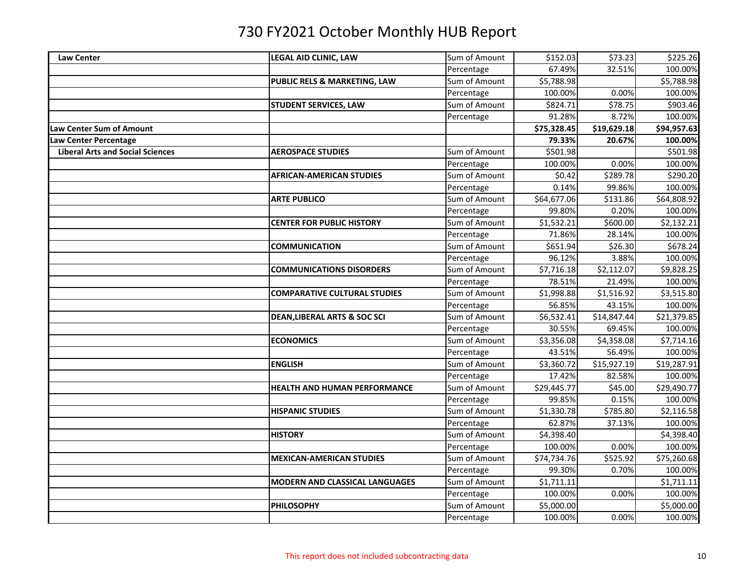# 730 FY2021 October Monthly HUB Report

| | | | | | |
|---|---|---|---|---|---|
| **Law Center** | **LEGAL AID CLINIC, LAW** | Sum of Amount | $152.03 | $73.23 | $225.26 |
| | | Percentage | 67.49% | 32.51% | 100.00% |
| | **PUBLIC RELS & MARKETING, LAW** | Sum of Amount | $5,788.98 | | $5,788.98 |
| | | Percentage | 100.00% | 0.00% | 100.00% |
| | **STUDENT SERVICES, LAW** | Sum of Amount | $824.71 | $78.75 | $903.46 |
| | | Percentage | 91.28% | 8.72% | 100.00% |
| **Law Center Sum of Amount** | | | **$75,328.45** | **$19,629.18** | **$94,957.63** |
| **Law Center Percentage** | | | **79.33%** | **20.67%** | **100.00%** |
| **Liberal Arts and Social Sciences** | **AEROSPACE STUDIES** | Sum of Amount | $501.98 | | $501.98 |
| | | Percentage | 100.00% | 0.00% | 100.00% |
| | **AFRICAN-AMERICAN STUDIES** | Sum of Amount | $0.42 | $289.78 | $290.20 |
| | | Percentage | 0.14% | 99.86% | 100.00% |
| | **ARTE PUBLICO** | Sum of Amount | $64,677.06 | $131.86 | $64,808.92 |
| | | Percentage | 99.80% | 0.20% | 100.00% |
| | **CENTER FOR PUBLIC HISTORY** | Sum of Amount | $1,532.21 | $600.00 | $2,132.21 |
| | | Percentage | 71.86% | 28.14% | 100.00% |
| | **COMMUNICATION** | Sum of Amount | $651.94 | $26.30 | $678.24 |
| | | Percentage | 96.12% | 3.88% | 100.00% |
| | **COMMUNICATIONS DISORDERS** | Sum of Amount | $7,716.18 | $2,112.07 | $9,828.25 |
| | | Percentage | 78.51% | 21.49% | 100.00% |
| | **COMPARATIVE CULTURAL STUDIES** | Sum of Amount | $1,998.88 | $1,516.92 | $3,515.80 |
| | | Percentage | 56.85% | 43.15% | 100.00% |
| | **DEAN,LIBERAL ARTS & SOC SCI** | Sum of Amount | $6,532.41 | $14,847.44 | $21,379.85 |
| | | Percentage | 30.55% | 69.45% | 100.00% |
| | **ECONOMICS** | Sum of Amount | $3,356.08 | $4,358.08 | $7,714.16 |
| | | Percentage | 43.51% | 56.49% | 100.00% |
| | **ENGLISH** | Sum of Amount | $3,360.72 | $15,927.19 | $19,287.91 |
| | | Percentage | 17.42% | 82.58% | 100.00% |
| | **HEALTH AND HUMAN PERFORMANCE** | Sum of Amount | $29,445.77 | $45.00 | $29,490.77 |
| | | Percentage | 99.85% | 0.15% | 100.00% |
| | **HISPANIC STUDIES** | Sum of Amount | $1,330.78 | $785.80 | $2,116.58 |
| | | Percentage | 62.87% | 37.13% | 100.00% |
| | **HISTORY** | Sum of Amount | $4,398.40 | | $4,398.40 |
| | | Percentage | 100.00% | 0.00% | 100.00% |
| | **MEXICAN-AMERICAN STUDIES** | Sum of Amount | $74,734.76 | $525.92 | $75,260.68 |
| | | Percentage | 99.30% | 0.70% | 100.00% |
| | **MODERN AND CLASSICAL LANGUAGES** | Sum of Amount | $1,711.11 | | $1,711.11 |
| | | Percentage | 100.00% | 0.00% | 100.00% |
| | **PHILOSOPHY** | Sum of Amount | $5,000.00 | | $5,000.00 |
| | | Percentage | 100.00% | 0.00% | 100.00% |

This report does not included subcontracting data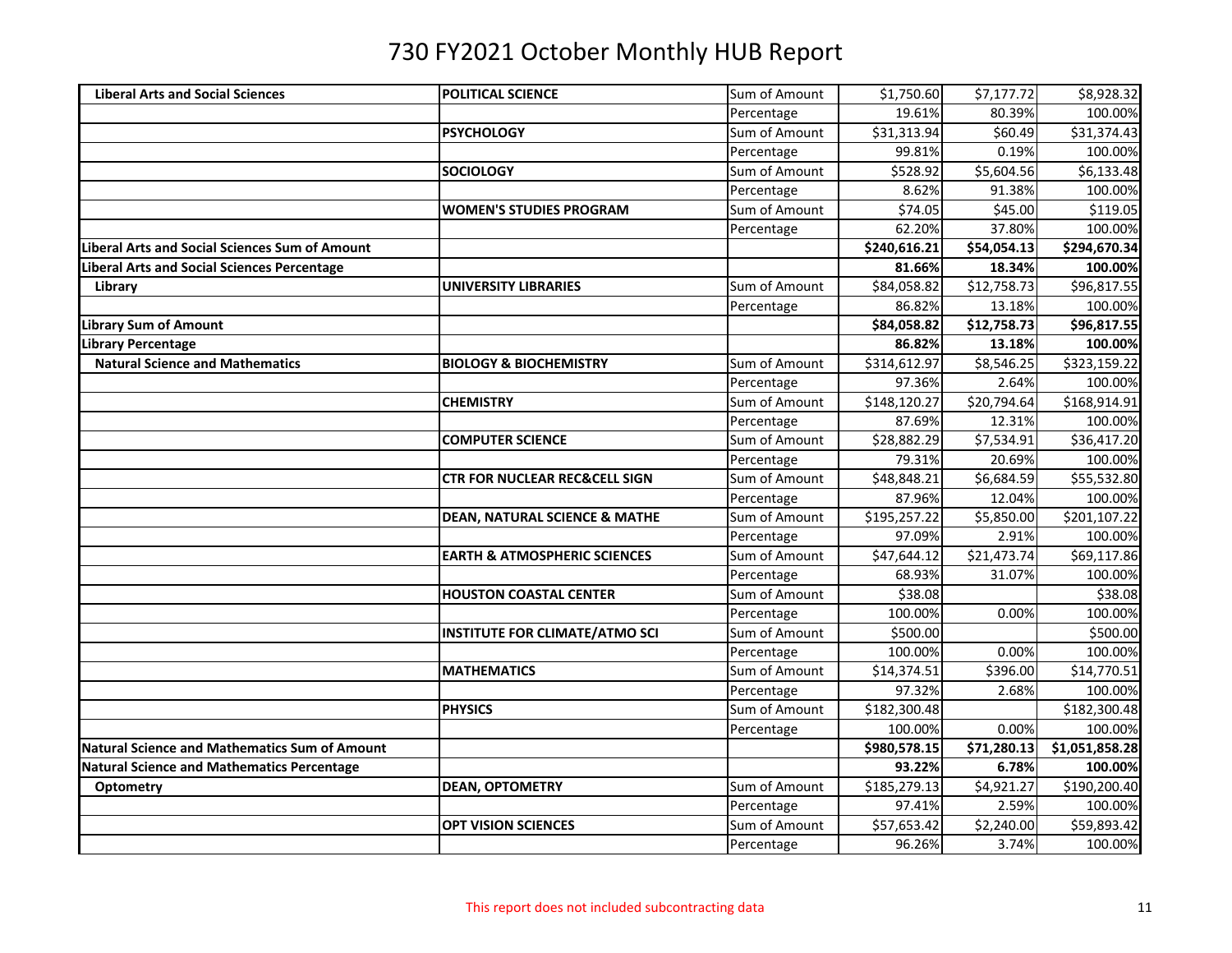# 730 FY2021 October Monthly HUB Report

| | | | | | |
|---|---|---|---|---|---|
| **Liberal Arts and Social Sciences** | **POLITICAL SCIENCE** | Sum of Amount | $1,750.60 | $7,177.72 | $8,928.32 |
| | | Percentage | 19.61% | 80.39% | 100.00% |
| | **PSYCHOLOGY** | Sum of Amount | $31,313.94 | $60.49 | $31,374.43 |
| | | Percentage | 99.81% | 0.19% | 100.00% |
| | **SOCIOLOGY** | Sum of Amount | $528.92 | $5,604.56 | $6,133.48 |
| | | Percentage | 8.62% | 91.38% | 100.00% |
| | **WOMEN'S STUDIES PROGRAM** | Sum of Amount | $74.05 | $45.00 | $119.05 |
| | | Percentage | 62.20% | 37.80% | 100.00% |
| **Liberal Arts and Social Sciences Sum of Amount** | | | **$240,616.21** | **$54,054.13** | **$294,670.34** |
| **Liberal Arts and Social Sciences Percentage** | | | **81.66%** | **18.34%** | **100.00%** |
| **Library** | **UNIVERSITY LIBRARIES** | Sum of Amount | $84,058.82 | $12,758.73 | $96,817.55 |
| | | Percentage | 86.82% | 13.18% | 100.00% |
| **Library Sum of Amount** | | | **$84,058.82** | **$12,758.73** | **$96,817.55** |
| **Library Percentage** | | | **86.82%** | **13.18%** | **100.00%** |
| **Natural Science and Mathematics** | **BIOLOGY & BIOCHEMISTRY** | Sum of Amount | $314,612.97 | $8,546.25 | $323,159.22 |
| | | Percentage | 97.36% | 2.64% | 100.00% |
| | **CHEMISTRY** | Sum of Amount | $148,120.27 | $20,794.64 | $168,914.91 |
| | | Percentage | 87.69% | 12.31% | 100.00% |
| | **COMPUTER SCIENCE** | Sum of Amount | $28,882.29 | $7,534.91 | $36,417.20 |
| | | Percentage | 79.31% | 20.69% | 100.00% |
| | **CTR FOR NUCLEAR REC&CELL SIGN** | Sum of Amount | $48,848.21 | $6,684.59 | $55,532.80 |
| | | Percentage | 87.96% | 12.04% | 100.00% |
| | **DEAN, NATURAL SCIENCE & MATHE** | Sum of Amount | $195,257.22 | $5,850.00 | $201,107.22 |
| | | Percentage | 97.09% | 2.91% | 100.00% |
| | **EARTH & ATMOSPHERIC SCIENCES** | Sum of Amount | $47,644.12 | $21,473.74 | $69,117.86 |
| | | Percentage | 68.93% | 31.07% | 100.00% |
| | **HOUSTON COASTAL CENTER** | Sum of Amount | $38.08 | | $38.08 |
| | | Percentage | 100.00% | 0.00% | 100.00% |
| | **INSTITUTE FOR CLIMATE/ATMO SCI** | Sum of Amount | $500.00 | | $500.00 |
| | | Percentage | 100.00% | 0.00% | 100.00% |
| | **MATHEMATICS** | Sum of Amount | $14,374.51 | $396.00 | $14,770.51 |
| | | Percentage | 97.32% | 2.68% | 100.00% |
| | **PHYSICS** | Sum of Amount | $182,300.48 | | $182,300.48 |
| | | Percentage | 100.00% | 0.00% | 100.00% |
| **Natural Science and Mathematics Sum of Amount** | | | **$980,578.15** | **$71,280.13** | **$1,051,858.28** |
| **Natural Science and Mathematics Percentage** | | | **93.22%** | **6.78%** | **100.00%** |
| **Optometry** | **DEAN, OPTOMETRY** | Sum of Amount | $185,279.13 | $4,921.27 | $190,200.40 |
| | | Percentage | 97.41% | 2.59% | 100.00% |
| | **OPT VISION SCIENCES** | Sum of Amount | $57,653.42 | $2,240.00 | $59,893.42 |
| | | Percentage | 96.26% | 3.74% | 100.00% |

This report does not included subcontracting data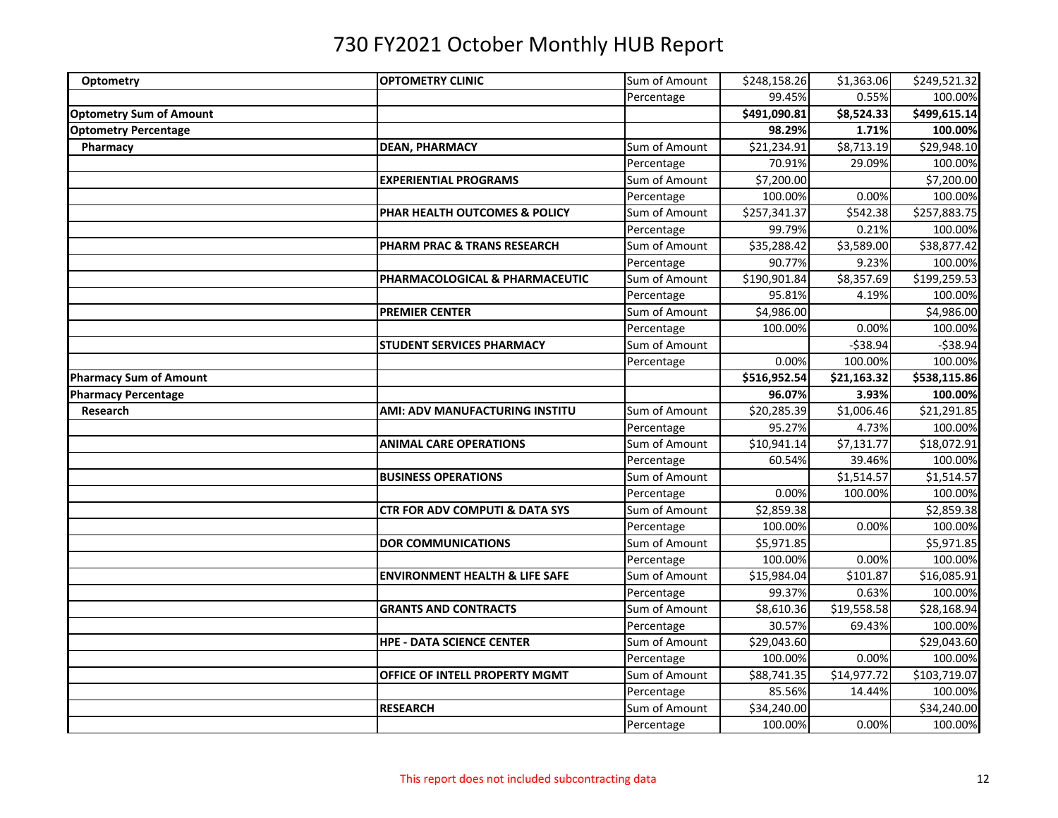# 730 FY2021 October Monthly HUB Report

| | | | | | |
|---|---|---|---|---|---|
| **Optometry** | **OPTOMETRY CLINIC** | Sum of Amount | $248,158.26 | $1,363.06 | $249,521.32 |
| | | Percentage | 99.45% | 0.55% | 100.00% |
| **Optometry Sum of Amount** | | | **$491,090.81** | **$8,524.33** | **$499,615.14** |
| **Optometry Percentage** | | | **98.29%** | **1.71%** | **100.00%** |
| **Pharmacy** | **DEAN, PHARMACY** | Sum of Amount | $21,234.91 | $8,713.19 | $29,948.10 |
| | | Percentage | 70.91% | 29.09% | 100.00% |
| | **EXPERIENTIAL PROGRAMS** | Sum of Amount | $7,200.00 | | $7,200.00 |
| | | Percentage | 100.00% | 0.00% | 100.00% |
| | **PHAR HEALTH OUTCOMES & POLICY** | Sum of Amount | $257,341.37 | $542.38 | $257,883.75 |
| | | Percentage | 99.79% | 0.21% | 100.00% |
| | **PHARM PRAC & TRANS RESEARCH** | Sum of Amount | $35,288.42 | $3,589.00 | $38,877.42 |
| | | Percentage | 90.77% | 9.23% | 100.00% |
| | **PHARMACOLOGICAL & PHARMACEUTIC** | Sum of Amount | $190,901.84 | $8,357.69 | $199,259.53 |
| | | Percentage | 95.81% | 4.19% | 100.00% |
| | **PREMIER CENTER** | Sum of Amount | $4,986.00 | | $4,986.00 |
| | | Percentage | 100.00% | 0.00% | 100.00% |
| | **STUDENT SERVICES PHARMACY** | Sum of Amount | | -$38.94 | -$38.94 |
| | | Percentage | 0.00% | 100.00% | 100.00% |
| **Pharmacy Sum of Amount** | | | **$516,952.54** | **$21,163.32** | **$538,115.86** |
| **Pharmacy Percentage** | | | **96.07%** | **3.93%** | **100.00%** |
| **Research** | **AMI: ADV MANUFACTURING INSTITU** | Sum of Amount | $20,285.39 | $1,006.46 | $21,291.85 |
| | | Percentage | 95.27% | 4.73% | 100.00% |
| | **ANIMAL CARE OPERATIONS** | Sum of Amount | $10,941.14 | $7,131.77 | $18,072.91 |
| | | Percentage | 60.54% | 39.46% | 100.00% |
| | **BUSINESS OPERATIONS** | Sum of Amount | | $1,514.57 | $1,514.57 |
| | | Percentage | 0.00% | 100.00% | 100.00% |
| | **CTR FOR ADV COMPUTI & DATA SYS** | Sum of Amount | $2,859.38 | | $2,859.38 |
| | | Percentage | 100.00% | 0.00% | 100.00% |
| | **DOR COMMUNICATIONS** | Sum of Amount | $5,971.85 | | $5,971.85 |
| | | Percentage | 100.00% | 0.00% | 100.00% |
| | **ENVIRONMENT HEALTH & LIFE SAFE** | Sum of Amount | $15,984.04 | $101.87 | $16,085.91 |
| | | Percentage | 99.37% | 0.63% | 100.00% |
| | **GRANTS AND CONTRACTS** | Sum of Amount | $8,610.36 | $19,558.58 | $28,168.94 |
| | | Percentage | 30.57% | 69.43% | 100.00% |
| | **HPE - DATA SCIENCE CENTER** | Sum of Amount | $29,043.60 | | $29,043.60 |
| | | Percentage | 100.00% | 0.00% | 100.00% |
| | **OFFICE OF INTELL PROPERTY MGMT** | Sum of Amount | $88,741.35 | $14,977.72 | $103,719.07 |
| | | Percentage | 85.56% | 14.44% | 100.00% |
| | **RESEARCH** | Sum of Amount | $34,240.00 | | $34,240.00 |
| | | Percentage | 100.00% | 0.00% | 100.00% |

This report does not included subcontracting data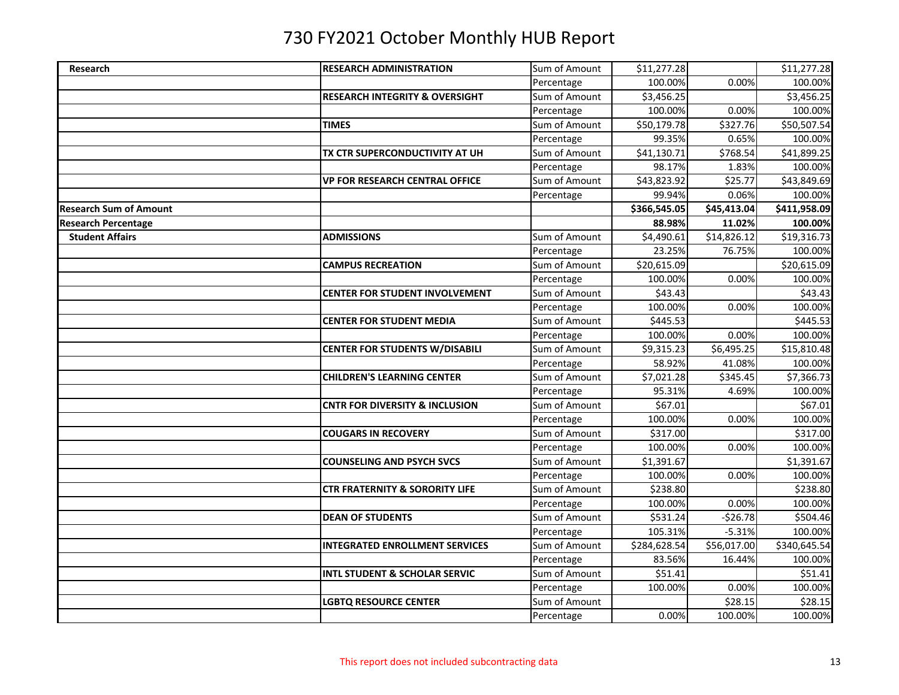# 730 FY2021 October Monthly HUB Report

| | | | | | |
|---|---|---|---|---|---|
| **Research** | **RESEARCH ADMINISTRATION** | Sum of Amount | $11,277.28 | | $11,277.28 |
| | | Percentage | 100.00% | 0.00% | 100.00% |
| | **RESEARCH INTEGRITY & OVERSIGHT** | Sum of Amount | $3,456.25 | | $3,456.25 |
| | | Percentage | 100.00% | 0.00% | 100.00% |
| | **TIMES** | Sum of Amount | $50,179.78 | $327.76 | $50,507.54 |
| | | Percentage | 99.35% | 0.65% | 100.00% |
| | **TX CTR SUPERCONDUCTIVITY AT UH** | Sum of Amount | $41,130.71 | $768.54 | $41,899.25 |
| | | Percentage | 98.17% | 1.83% | 100.00% |
| | **VP FOR RESEARCH CENTRAL OFFICE** | Sum of Amount | $43,823.92 | $25.77 | $43,849.69 |
| | | Percentage | 99.94% | 0.06% | 100.00% |
| **Research Sum of Amount** | | | **$366,545.05** | **$45,413.04** | **$411,958.09** |
| **Research Percentage** | | | **88.98%** | **11.02%** | **100.00%** |
| **Student Affairs** | **ADMISSIONS** | Sum of Amount | $4,490.61 | $14,826.12 | $19,316.73 |
| | | Percentage | 23.25% | 76.75% | 100.00% |
| | **CAMPUS RECREATION** | Sum of Amount | $20,615.09 | | $20,615.09 |
| | | Percentage | 100.00% | 0.00% | 100.00% |
| | **CENTER FOR STUDENT INVOLVEMENT** | Sum of Amount | $43.43 | | $43.43 |
| | | Percentage | 100.00% | 0.00% | 100.00% |
| | **CENTER FOR STUDENT MEDIA** | Sum of Amount | $445.53 | | $445.53 |
| | | Percentage | 100.00% | 0.00% | 100.00% |
| | **CENTER FOR STUDENTS W/DISABILI** | Sum of Amount | $9,315.23 | $6,495.25 | $15,810.48 |
| | | Percentage | 58.92% | 41.08% | 100.00% |
| | **CHILDREN'S LEARNING CENTER** | Sum of Amount | $7,021.28 | $345.45 | $7,366.73 |
| | | Percentage | 95.31% | 4.69% | 100.00% |
| | **CNTR FOR DIVERSITY & INCLUSION** | Sum of Amount | $67.01 | | $67.01 |
| | | Percentage | 100.00% | 0.00% | 100.00% |
| | **COUGARS IN RECOVERY** | Sum of Amount | $317.00 | | $317.00 |
| | | Percentage | 100.00% | 0.00% | 100.00% |
| | **COUNSELING AND PSYCH SVCS** | Sum of Amount | $1,391.67 | | $1,391.67 |
| | | Percentage | 100.00% | 0.00% | 100.00% |
| | **CTR FRATERNITY & SORORITY LIFE** | Sum of Amount | $238.80 | | $238.80 |
| | | Percentage | 100.00% | 0.00% | 100.00% |
| | **DEAN OF STUDENTS** | Sum of Amount | $531.24 | -$26.78 | $504.46 |
| | | Percentage | 105.31% | -5.31% | 100.00% |
| | **INTEGRATED ENROLLMENT SERVICES** | Sum of Amount | $284,628.54 | $56,017.00 | $340,645.54 |
| | | Percentage | 83.56% | 16.44% | 100.00% |
| | **INTL STUDENT & SCHOLAR SERVIC** | Sum of Amount | $51.41 | | $51.41 |
| | | Percentage | 100.00% | 0.00% | 100.00% |
| | **LGBTQ RESOURCE CENTER** | Sum of Amount | | $28.15 | $28.15 |
| | | Percentage | 0.00% | 100.00% | 100.00% |

This report does not included subcontracting data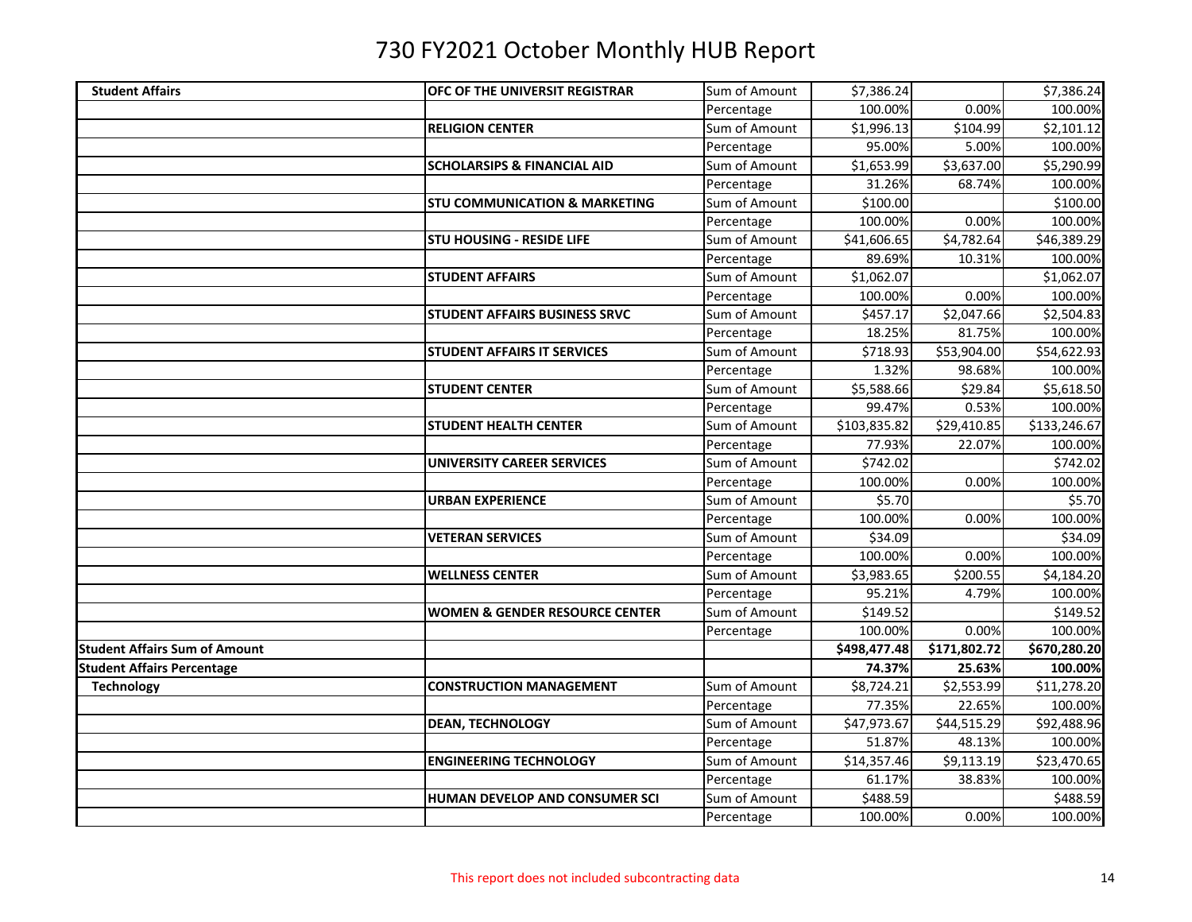# 730 FY2021 October Monthly HUB Report

| | | | | | |
|---|---|---|---|---|---|
| **Student Affairs** | **OFC OF THE UNIVERSIT REGISTRAR** | Sum of Amount | $7,386.24 | | $7,386.24 |
| | | Percentage | 100.00% | 0.00% | 100.00% |
| | **RELIGION CENTER** | Sum of Amount | $1,996.13 | $104.99 | $2,101.12 |
| | | Percentage | 95.00% | 5.00% | 100.00% |
| | **SCHOLARSIPS & FINANCIAL AID** | Sum of Amount | $1,653.99 | $3,637.00 | $5,290.99 |
| | | Percentage | 31.26% | 68.74% | 100.00% |
| | **STU COMMUNICATION & MARKETING** | Sum of Amount | $100.00 | | $100.00 |
| | | Percentage | 100.00% | 0.00% | 100.00% |
| | **STU HOUSING - RESIDE LIFE** | Sum of Amount | $41,606.65 | $4,782.64 | $46,389.29 |
| | | Percentage | 89.69% | 10.31% | 100.00% |
| | **STUDENT AFFAIRS** | Sum of Amount | $1,062.07 | | $1,062.07 |
| | | Percentage | 100.00% | 0.00% | 100.00% |
| | **STUDENT AFFAIRS BUSINESS SRVC** | Sum of Amount | $457.17 | $2,047.66 | $2,504.83 |
| | | Percentage | 18.25% | 81.75% | 100.00% |
| | **STUDENT AFFAIRS IT SERVICES** | Sum of Amount | $718.93 | $53,904.00 | $54,622.93 |
| | | Percentage | 1.32% | 98.68% | 100.00% |
| | **STUDENT CENTER** | Sum of Amount | $5,588.66 | $29.84 | $5,618.50 |
| | | Percentage | 99.47% | 0.53% | 100.00% |
| | **STUDENT HEALTH CENTER** | Sum of Amount | $103,835.82 | $29,410.85 | $133,246.67 |
| | | Percentage | 77.93% | 22.07% | 100.00% |
| | **UNIVERSITY CAREER SERVICES** | Sum of Amount | $742.02 | | $742.02 |
| | | Percentage | 100.00% | 0.00% | 100.00% |
| | **URBAN EXPERIENCE** | Sum of Amount | $5.70 | | $5.70 |
| | | Percentage | 100.00% | 0.00% | 100.00% |
| | **VETERAN SERVICES** | Sum of Amount | $34.09 | | $34.09 |
| | | Percentage | 100.00% | 0.00% | 100.00% |
| | **WELLNESS CENTER** | Sum of Amount | $3,983.65 | $200.55 | $4,184.20 |
| | | Percentage | 95.21% | 4.79% | 100.00% |
| | **WOMEN & GENDER RESOURCE CENTER** | Sum of Amount | $149.52 | | $149.52 |
| | | Percentage | 100.00% | 0.00% | 100.00% |
| **Student Affairs Sum of Amount** | | | **$498,477.48** | **$171,802.72** | **$670,280.20** |
| **Student Affairs Percentage** | | | **74.37%** | **25.63%** | **100.00%** |
| **Technology** | **CONSTRUCTION MANAGEMENT** | Sum of Amount | $8,724.21 | $2,553.99 | $11,278.20 |
| | | Percentage | 77.35% | 22.65% | 100.00% |
| | **DEAN, TECHNOLOGY** | Sum of Amount | $47,973.67 | $44,515.29 | $92,488.96 |
| | | Percentage | 51.87% | 48.13% | 100.00% |
| | **ENGINEERING TECHNOLOGY** | Sum of Amount | $14,357.46 | $9,113.19 | $23,470.65 |
| | | Percentage | 61.17% | 38.83% | 100.00% |
| | **HUMAN DEVELOP AND CONSUMER SCI** | Sum of Amount | $488.59 | | $488.59 |
| | | Percentage | 100.00% | 0.00% | 100.00% |

This report does not included subcontracting data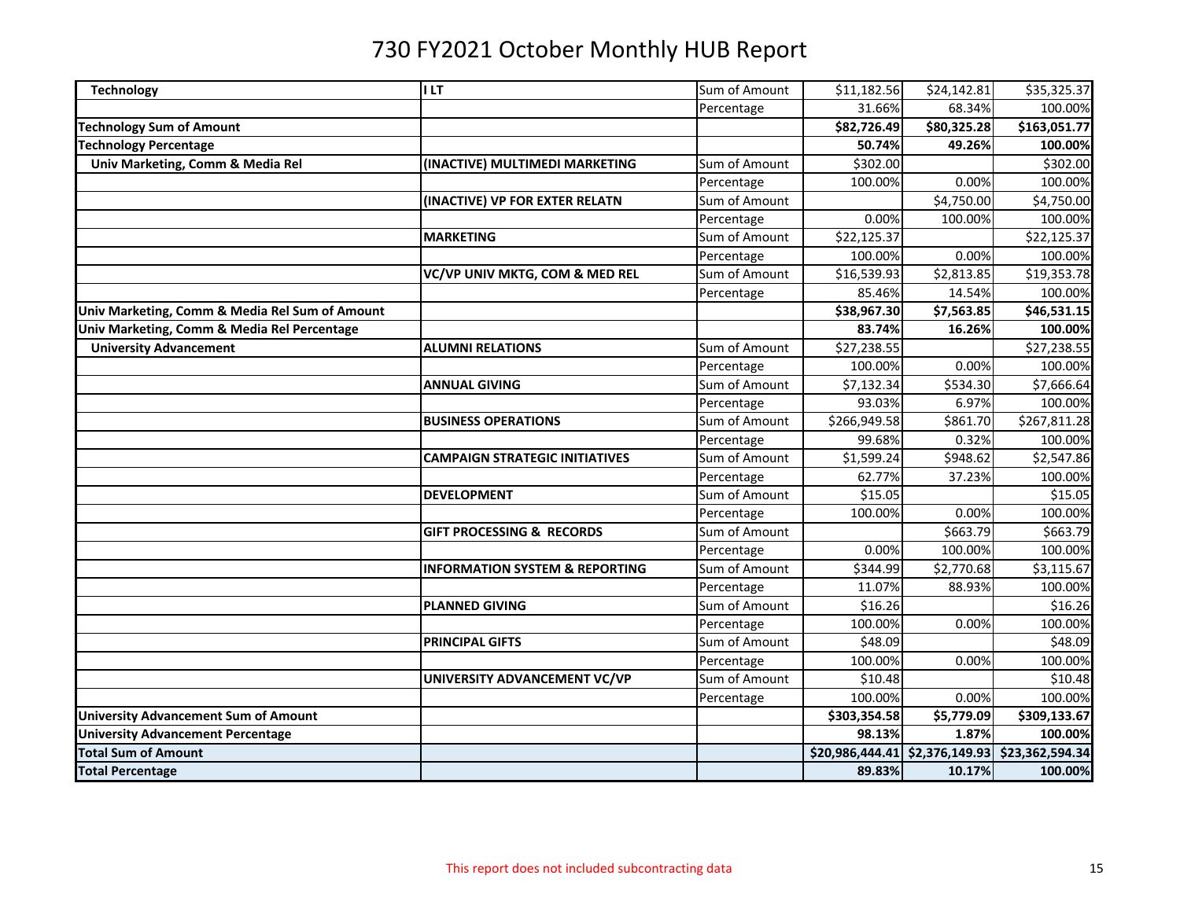# 730 FY2021 October Monthly HUB Report

| | | | | | |
|---|---|---|---|---|---|
| **Technology** | **I LT** | Sum of Amount | $11,182.56 | $24,142.81 | $35,325.37 |
| | | Percentage | 31.66% | 68.34% | 100.00% |
| **Technology Sum of Amount** | | | **$82,726.49** | **$80,325.28** | **$163,051.77** |
| **Technology Percentage** | | | **50.74%** | **49.26%** | **100.00%** |
| **Univ Marketing, Comm & Media Rel** | **(INACTIVE) MULTIMEDI MARKETING** | Sum of Amount | $302.00 | | $302.00 |
| | | Percentage | 100.00% | 0.00% | 100.00% |
| | **(INACTIVE) VP FOR EXTER RELATN** | Sum of Amount | | $4,750.00 | $4,750.00 |
| | | Percentage | 0.00% | 100.00% | 100.00% |
| | **MARKETING** | Sum of Amount | $22,125.37 | | $22,125.37 |
| | | Percentage | 100.00% | 0.00% | 100.00% |
| | **VC/VP UNIV MKTG, COM & MED REL** | Sum of Amount | $16,539.93 | $2,813.85 | $19,353.78 |
| | | Percentage | 85.46% | 14.54% | 100.00% |
| **Univ Marketing, Comm & Media Rel Sum of Amount** | | | **$38,967.30** | **$7,563.85** | **$46,531.15** |
| **Univ Marketing, Comm & Media Rel Percentage** | | | **83.74%** | **16.26%** | **100.00%** |
| **University Advancement** | **ALUMNI RELATIONS** | Sum of Amount | $27,238.55 | | $27,238.55 |
| | | Percentage | 100.00% | 0.00% | 100.00% |
| | **ANNUAL GIVING** | Sum of Amount | $7,132.34 | $534.30 | $7,666.64 |
| | | Percentage | 93.03% | 6.97% | 100.00% |
| | **BUSINESS OPERATIONS** | Sum of Amount | $266,949.58 | $861.70 | $267,811.28 |
| | | Percentage | 99.68% | 0.32% | 100.00% |
| | **CAMPAIGN STRATEGIC INITIATIVES** | Sum of Amount | $1,599.24 | $948.62 | $2,547.86 |
| | | Percentage | 62.77% | 37.23% | 100.00% |
| | **DEVELOPMENT** | Sum of Amount | $15.05 | | $15.05 |
| | | Percentage | 100.00% | 0.00% | 100.00% |
| | **GIFT PROCESSING & RECORDS** | Sum of Amount | | $663.79 | $663.79 |
| | | Percentage | 0.00% | 100.00% | 100.00% |
| | **INFORMATION SYSTEM & REPORTING** | Sum of Amount | $344.99 | $2,770.68 | $3,115.67 |
| | | Percentage | 11.07% | 88.93% | 100.00% |
| | **PLANNED GIVING** | Sum of Amount | $16.26 | | $16.26 |
| | | Percentage | 100.00% | 0.00% | 100.00% |
| | **PRINCIPAL GIFTS** | Sum of Amount | $48.09 | | $48.09 |
| | | Percentage | 100.00% | 0.00% | 100.00% |
| | **UNIVERSITY ADVANCEMENT VC/VP** | Sum of Amount | $10.48 | | $10.48 |
| | | Percentage | 100.00% | 0.00% | 100.00% |
| **University Advancement Sum of Amount** | | | **$303,354.58** | **$5,779.09** | **$309,133.67** |
| **University Advancement Percentage** | | | **98.13%** | **1.87%** | **100.00%** |
| **Total Sum of Amount** | | | **$20,986,444.41** | **$2,376,149.93** | **$23,362,594.34** |
| **Total Percentage** | | | **89.83%** | **10.17%** | **100.00%** |

This report does not included subcontracting data